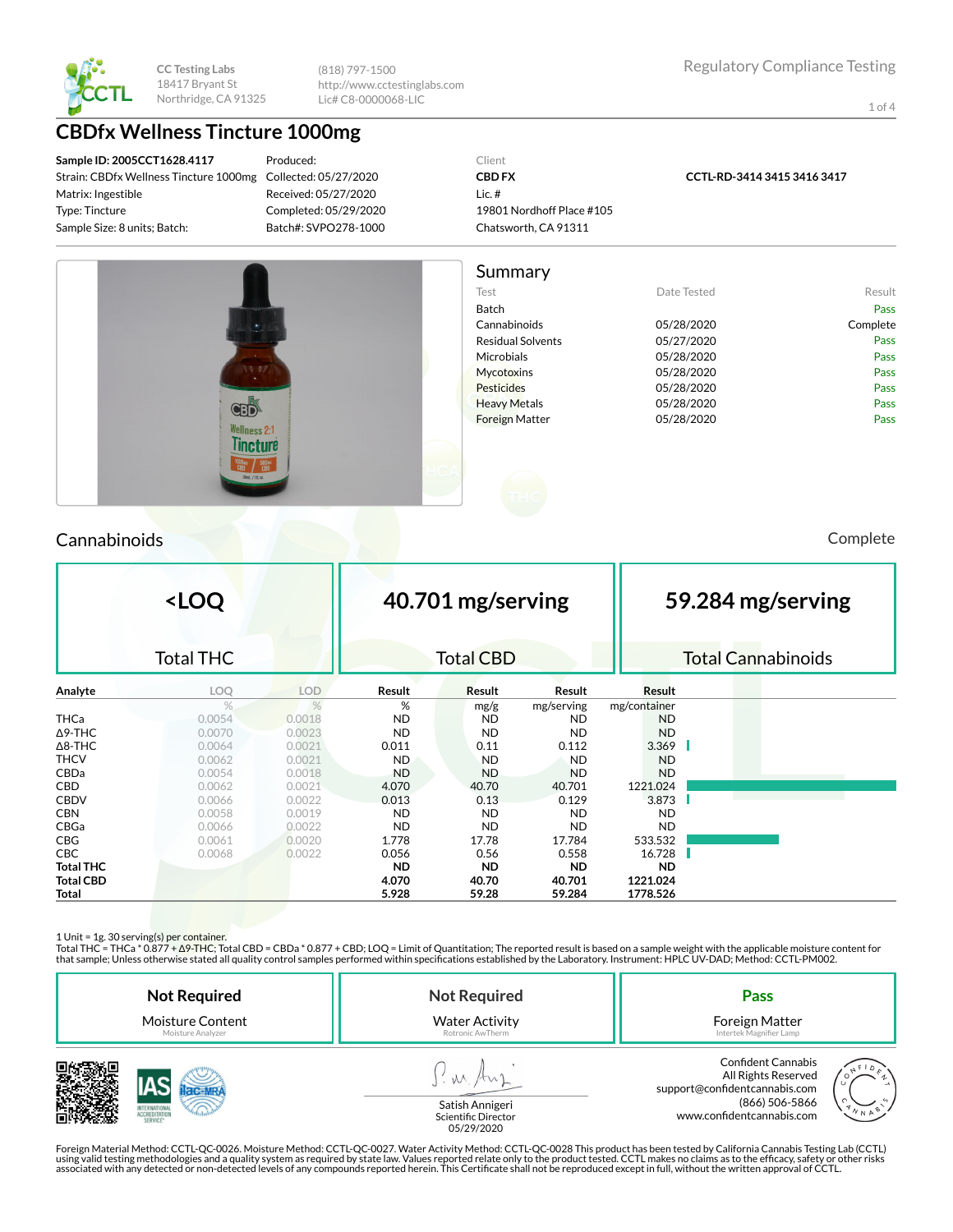CC Testing Labs
18417 Bryant St
Northridge, CA 91325

(818) 797-1500
http://www.cctestinglabs.com
Lic# C8-0000068-LIC

Regulatory Compliance Testing

# CBDfx Wellness Tincture 1000mg

**Sample ID: 2005CCT1628.4117**
Strain: CBDfx Wellness Tincture 1000mg
Matrix: Ingestible
Type: Tincture
Sample Size: 8 units; Batch:

Produced:
Collected: 05/27/2020
Received: 05/27/2020
Completed: 05/29/2020
Batch#: SVPO278-1000

Client
**CBD FX**
Lic. #
19801 Nordhoff Place #105
Chatsworth, CA 91311

**CCTL-RD-3414 3415 3416 3417**

## Summary

| Test | Date Tested | Result |
|---|---|---|
| Batch | | Pass |
| Cannabinoids | 05/28/2020 | Complete |
| Residual Solvents | 05/27/2020 | Pass |
| Microbials | 05/28/2020 | Pass |
| Mycotoxins | 05/28/2020 | Pass |
| Pesticides | 05/28/2020 | Pass |
| Heavy Metals | 05/28/2020 | Pass |
| Foreign Matter | 05/28/2020 | Pass |

## Cannabinoids

Complete

| <LOQ | 40.701 mg/serving | 59.284 mg/serving |
|---|---|---|
| Total THC | Total CBD | Total Cannabinoids |

| Analyte | LOQ | LOD | Result | Result | Result | Result |
|---|---|---|---|---|---|---|
| | % | % | % | mg/g | mg/serving | mg/container |
| THCa | 0.0054 | 0.0018 | ND | ND | ND | ND |
| Δ9-THC | 0.0070 | 0.0023 | ND | ND | ND | ND |
| Δ8-THC | 0.0064 | 0.0021 | 0.011 | 0.11 | 0.112 | 3.369 |
| THCV | 0.0062 | 0.0021 | ND | ND | ND | ND |
| CBDa | 0.0054 | 0.0018 | ND | ND | ND | ND |
| CBD | 0.0062 | 0.0021 | 4.070 | 40.70 | 40.701 | 1221.024 |
| CBDV | 0.0066 | 0.0022 | 0.013 | 0.13 | 0.129 | 3.873 |
| CBN | 0.0058 | 0.0019 | ND | ND | ND | ND |
| CBGa | 0.0066 | 0.0022 | ND | ND | ND | ND |
| CBG | 0.0061 | 0.0020 | 1.778 | 17.78 | 17.784 | 533.532 |
| CBC | 0.0068 | 0.0022 | 0.056 | 0.56 | 0.558 | 16.728 |
| **Total THC** | | | **ND** | **ND** | **ND** | **ND** |
| **Total CBD** | | | **4.070** | **40.70** | **40.701** | **1221.024** |
| **Total** | | | **5.928** | **59.28** | **59.284** | **1778.526** |

1 Unit = 1g. 30 serving(s) per container.
Total THC = THCa * 0.877 + Δ9-THC; Total CBD = CBDa * 0.877 + CBD; LOQ = Limit of Quantitation; The reported result is based on a sample weight with the applicable moisture content for that sample; Unless otherwise stated all quality control samples performed within specifications established by the Laboratory. Instrument: HPLC UV-DAD; Method: CCTL-PM002.

| Not Required | Not Required | Pass |
|---|---|---|
| Moisture Content<br>Moisture Analyzer | Water Activity<br>Rotronic AwTherm | Foreign Matter<br>Intertek Magnifier Lamp |

Satish Annigeri
Scientific Director
05/29/2020

Confident Cannabis
All Rights Reserved
support@confidentcannabis.com
(866) 506-5866
www.confidentcannabis.com

Foreign Material Method: CCTL-QC-0026. Moisture Method: CCTL-QC-0027. Water Activity Method: CCTL-QC-0028 This product has been tested by California Cannabis Testing Lab (CCTL) using valid testing methodologies and a quality system as required by state law. Values reported relate only to the product tested. CCTL makes no claims as to the efficacy, safety or other risks associated with any detected or non-detected levels of any compounds reported herein. This Certificate shall not be reproduced except in full, without the written approval of CCTL.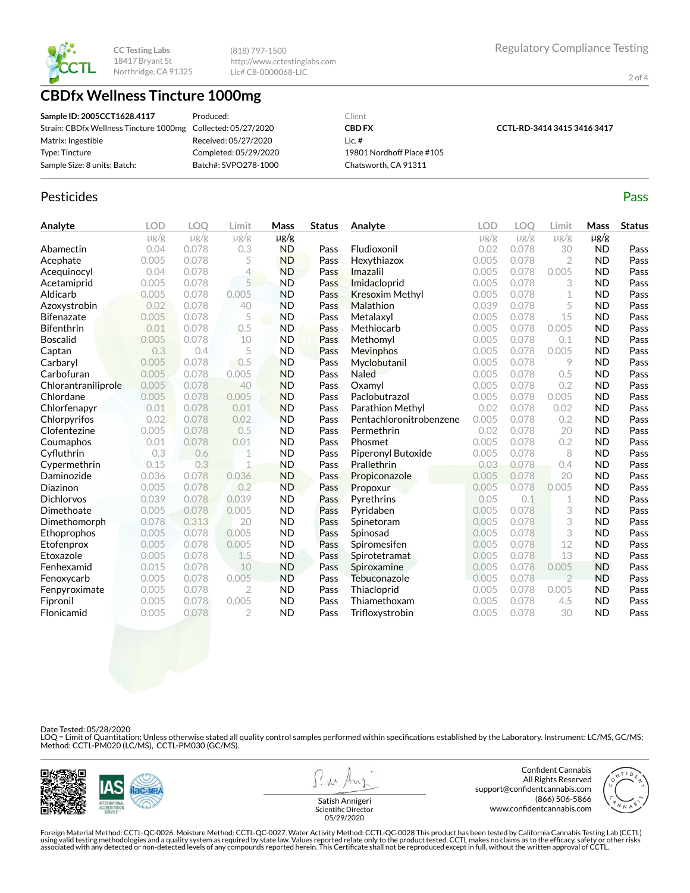CC Testing Labs
18417 Bryant St
Northridge, CA 91325

(818) 797-1500
http://www.cctestinglabs.com
Lic# C8-0000068-LIC

Regulatory Compliance Testing

# CBDfx Wellness Tincture 1000mg

| | | | |
|---|---|---|---|
| **Sample ID: 2005CCT1628.4117** | Produced: | Client | |
| Strain: CBDfx Wellness Tincture 1000mg | Collected: 05/27/2020 | **CBD FX** | **CCTL-RD-3414 3415 3416 3417** |
| Matrix: Ingestible | Received: 05/27/2020 | Lic. # | |
| Type: Tincture | Completed: 05/29/2020 | 19801 Nordhoff Place #105 | |
| Sample Size: 8 units; Batch: | Batch#: SVPO278-1000 | Chatsworth, CA 91311 | |

## Pesticides

**Pass**

| Analyte | LOD µg/g | LOQ µg/g | Limit µg/g | Mass µg/g | Status |
|---|---|---|---|---|---|
| Abamectin | 0.04 | 0.078 | 0.3 | ND | Pass |
| Acephate | 0.005 | 0.078 | 5 | ND | Pass |
| Acequinocyl | 0.04 | 0.078 | 4 | ND | Pass |
| Acetamiprid | 0.005 | 0.078 | 5 | ND | Pass |
| Aldicarb | 0.005 | 0.078 | 0.005 | ND | Pass |
| Azoxystrobin | 0.02 | 0.078 | 40 | ND | Pass |
| Bifenazate | 0.005 | 0.078 | 5 | ND | Pass |
| Bifenthrin | 0.01 | 0.078 | 0.5 | ND | Pass |
| Boscalid | 0.005 | 0.078 | 10 | ND | Pass |
| Captan | 0.3 | 0.4 | 5 | ND | Pass |
| Carbaryl | 0.005 | 0.078 | 0.5 | ND | Pass |
| Carbofuran | 0.005 | 0.078 | 0.005 | ND | Pass |
| Chlorantraniliprole | 0.005 | 0.078 | 40 | ND | Pass |
| Chlordane | 0.005 | 0.078 | 0.005 | ND | Pass |
| Chlorfenapyr | 0.01 | 0.078 | 0.01 | ND | Pass |
| Chlorpyrifos | 0.02 | 0.078 | 0.02 | ND | Pass |
| Clofentezine | 0.005 | 0.078 | 0.5 | ND | Pass |
| Coumaphos | 0.01 | 0.078 | 0.01 | ND | Pass |
| Cyfluthrin | 0.3 | 0.6 | 1 | ND | Pass |
| Cypermethrin | 0.15 | 0.3 | 1 | ND | Pass |
| Daminozide | 0.036 | 0.078 | 0.036 | ND | Pass |
| Diazinon | 0.005 | 0.078 | 0.2 | ND | Pass |
| Dichlorvos | 0.039 | 0.078 | 0.039 | ND | Pass |
| Dimethoate | 0.005 | 0.078 | 0.005 | ND | Pass |
| Dimethomorph | 0.078 | 0.313 | 20 | ND | Pass |
| Ethoprophos | 0.005 | 0.078 | 0.005 | ND | Pass |
| Etofenprox | 0.005 | 0.078 | 0.005 | ND | Pass |
| Etoxazole | 0.005 | 0.078 | 1.5 | ND | Pass |
| Fenhexamid | 0.015 | 0.078 | 10 | ND | Pass |
| Fenoxycarb | 0.005 | 0.078 | 0.005 | ND | Pass |
| Fenpyroximate | 0.005 | 0.078 | 2 | ND | Pass |
| Fipronil | 0.005 | 0.078 | 0.005 | ND | Pass |
| Flonicamid | 0.005 | 0.078 | 2 | ND | Pass |
| Fludioxonil | 0.02 | 0.078 | 30 | ND | Pass |
| Hexythiazox | 0.005 | 0.078 | 2 | ND | Pass |
| Imazalil | 0.005 | 0.078 | 0.005 | ND | Pass |
| Imidacloprid | 0.005 | 0.078 | 3 | ND | Pass |
| Kresoxim Methyl | 0.005 | 0.078 | 1 | ND | Pass |
| Malathion | 0.039 | 0.078 | 5 | ND | Pass |
| Metalaxyl | 0.005 | 0.078 | 15 | ND | Pass |
| Methiocarb | 0.005 | 0.078 | 0.005 | ND | Pass |
| Methomyl | 0.005 | 0.078 | 0.1 | ND | Pass |
| Mevinphos | 0.005 | 0.078 | 0.005 | ND | Pass |
| Myclobutanil | 0.005 | 0.078 | 9 | ND | Pass |
| Naled | 0.005 | 0.078 | 0.5 | ND | Pass |
| Oxamyl | 0.005 | 0.078 | 0.2 | ND | Pass |
| Paclobutrazol | 0.005 | 0.078 | 0.005 | ND | Pass |
| Parathion Methyl | 0.02 | 0.078 | 0.02 | ND | Pass |
| Pentachloronitrobenzene | 0.005 | 0.078 | 0.2 | ND | Pass |
| Permethrin | 0.02 | 0.078 | 20 | ND | Pass |
| Phosmet | 0.005 | 0.078 | 0.2 | ND | Pass |
| Piperonyl Butoxide | 0.005 | 0.078 | 8 | ND | Pass |
| Prallethrin | 0.03 | 0.078 | 0.4 | ND | Pass |
| Propiconazole | 0.005 | 0.078 | 20 | ND | Pass |
| Propoxur | 0.005 | 0.078 | 0.005 | ND | Pass |
| Pyrethrins | 0.05 | 0.1 | 1 | ND | Pass |
| Pyridaben | 0.005 | 0.078 | 3 | ND | Pass |
| Spinetoram | 0.005 | 0.078 | 3 | ND | Pass |
| Spinosad | 0.005 | 0.078 | 3 | ND | Pass |
| Spiromesifen | 0.005 | 0.078 | 12 | ND | Pass |
| Spirotetramat | 0.005 | 0.078 | 13 | ND | Pass |
| Spiroxamine | 0.005 | 0.078 | 0.005 | ND | Pass |
| Tebuconazole | 0.005 | 0.078 | 2 | ND | Pass |
| Thiacloprid | 0.005 | 0.078 | 0.005 | ND | Pass |
| Thiamethoxam | 0.005 | 0.078 | 4.5 | ND | Pass |
| Trifloxystrobin | 0.005 | 0.078 | 30 | ND | Pass |

Date Tested: 05/28/2020
LOQ = Limit of Quantitation; Unless otherwise stated all quality control samples performed within specifications established by the Laboratory. Instrument: LC/MS, GC/MS;
Method: CCTL-PM020 (LC/MS), CCTL-PM030 (GC/MS).

Satish Annigeri
Scientific Director
05/29/2020

Confident Cannabis
All Rights Reserved
support@confidentcannabis.com
(866) 506-5866
www.confidentcannabis.com

Foreign Material Method: CCTL-QC-0026. Moisture Method: CCTL-QC-0027. Water Activity Method: CCTL-QC-0028 This product has been tested by California Cannabis Testing Lab (CCTL) using valid testing methodologies and a quality system as required by state law. Values reported relate only to the product tested. CCTL makes no claims as to the efficacy, safety or other risks associated with any detected or non-detected levels of any compounds reported herein. This Certificate shall not be reproduced except in full, without the written approval of CCTL.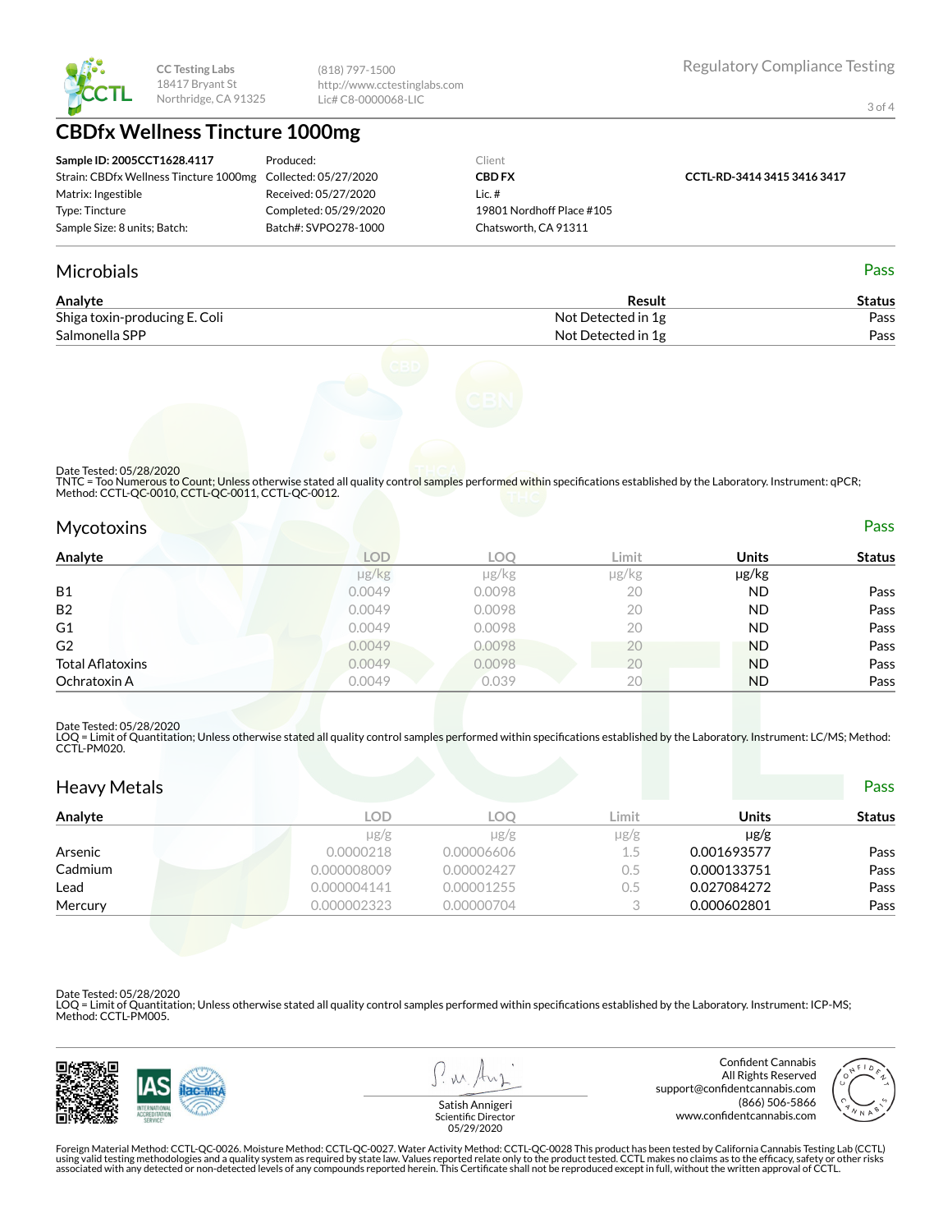CC Testing Labs
18417 Bryant St
Northridge, CA 91325

(818) 797-1500
http://www.cctestinglabs.com
Lic# C8-0000068-LIC

Regulatory Compliance Testing

# CBDfx Wellness Tincture 1000mg

| | | | |
|---|---|---|---|
| **Sample ID: 2005CCT1628.4117** | Produced: | Client | |
| Strain: CBDfx Wellness Tincture 1000mg | Collected: 05/27/2020 | **CBD FX** | **CCTL-RD-3414 3415 3416 3417** |
| Matrix: Ingestible | Received: 05/27/2020 | Lic. # | |
| Type: Tincture | Completed: 05/29/2020 | 19801 Nordhoff Place #105 | |
| Sample Size: 8 units; Batch: | Batch#: SVPO278-1000 | Chatsworth, CA 91311 | |

## Microbials

Pass

| Analyte | Result | Status |
|---|---|---|
| Shiga toxin-producing E. Coli | Not Detected in 1g | Pass |
| Salmonella SPP | Not Detected in 1g | Pass |

Date Tested: 05/28/2020
TNTC = Too Numerous to Count; Unless otherwise stated all quality control samples performed within specifications established by the Laboratory. Instrument: qPCR; Method: CCTL-QC-0010, CCTL-QC-0011, CCTL-QC-0012.

## Mycotoxins

Pass

| Analyte | LOD | LOQ | Limit | Units | Status |
|---|---|---|---|---|---|
| | μg/kg | μg/kg | μg/kg | μg/kg | |
| B1 | 0.0049 | 0.0098 | 20 | ND | Pass |
| B2 | 0.0049 | 0.0098 | 20 | ND | Pass |
| G1 | 0.0049 | 0.0098 | 20 | ND | Pass |
| G2 | 0.0049 | 0.0098 | 20 | ND | Pass |
| Total Aflatoxins | 0.0049 | 0.0098 | 20 | ND | Pass |
| Ochratoxin A | 0.0049 | 0.039 | 20 | ND | Pass |

Date Tested: 05/28/2020
LOQ = Limit of Quantitation; Unless otherwise stated all quality control samples performed within specifications established by the Laboratory. Instrument: LC/MS; Method: CCTL-PM020.

## Heavy Metals

Pass

| Analyte | LOD | LOQ | Limit | Units | Status |
|---|---|---|---|---|---|
| | μg/g | μg/g | μg/g | μg/g | |
| Arsenic | 0.0000218 | 0.00006606 | 1.5 | 0.001693577 | Pass |
| Cadmium | 0.000008009 | 0.00002427 | 0.5 | 0.000133751 | Pass |
| Lead | 0.000004141 | 0.00001255 | 0.5 | 0.027084272 | Pass |
| Mercury | 0.000002323 | 0.00000704 | 3 | 0.000602801 | Pass |

Date Tested: 05/28/2020
LOQ = Limit of Quantitation; Unless otherwise stated all quality control samples performed within specifications established by the Laboratory. Instrument: ICP-MS; Method: CCTL-PM005.

Satish Annigeri
Scientific Director
05/29/2020

Confident Cannabis
All Rights Reserved
support@confidentcannabis.com
(866) 506-5866
www.confidentcannabis.com

Foreign Material Method: CCTL-QC-0026. Moisture Method: CCTL-QC-0027. Water Activity Method: CCTL-QC-0028 This product has been tested by California Cannabis Testing Lab (CCTL) using valid testing methodologies and a quality system as required by state law. Values reported relate only to the product tested. CCTL makes no claims as to the efficacy, safety or other risks associated with any detected or non-detected levels of any compounds reported herein. This Certificate shall not be reproduced except in full, without the written approval of CCTL.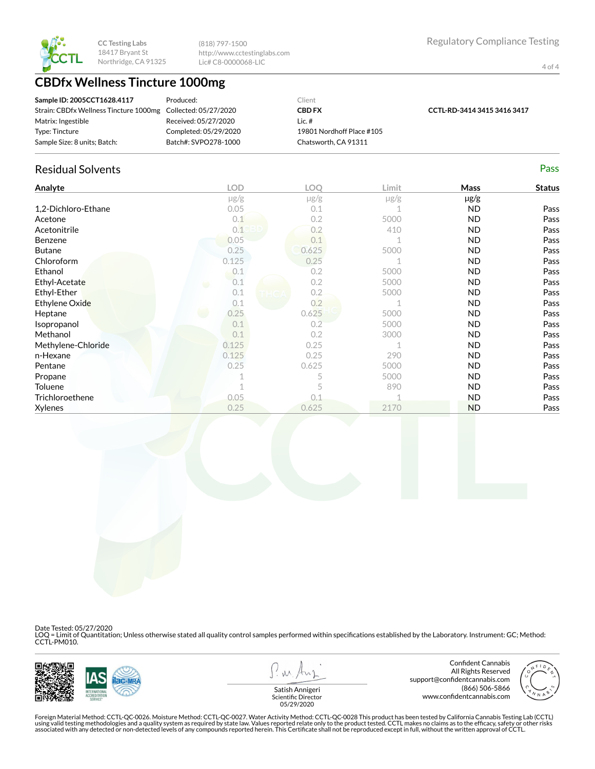CC Testing Labs
18417 Bryant St
Northridge, CA 91325

(818) 797-1500
http://www.cctestinglabs.com
Lic# C8-0000068-LIC

Regulatory Compliance Testing

# CBDfx Wellness Tincture 1000mg

| | | | |
|---|---|---|---|
| **Sample ID: 2005CCT1628.4117** | Produced: | Client | |
| Strain: CBDfx Wellness Tincture 1000mg | Collected: 05/27/2020 | **CBD FX** | **CCTL-RD-3414 3415 3416 3417** |
| Matrix: Ingestible | Received: 05/27/2020 | Lic. # | |
| Type: Tincture | Completed: 05/29/2020 | 19801 Nordhoff Place #105 | |
| Sample Size: 8 units; Batch: | Batch#: SVPO278-1000 | Chatsworth, CA 91311 | |

## Residual Solvents

Pass

| Analyte | LOD | LOQ | Limit | Mass | Status |
|---|---|---|---|---|---|
| | µg/g | µg/g | µg/g | µg/g | |
| 1,2-Dichloro-Ethane | 0.05 | 0.1 | 1 | ND | Pass |
| Acetone | 0.1 | 0.2 | 5000 | ND | Pass |
| Acetonitrile | 0.1 | 0.2 | 410 | ND | Pass |
| Benzene | 0.05 | 0.1 | 1 | ND | Pass |
| Butane | 0.25 | 0.625 | 5000 | ND | Pass |
| Chloroform | 0.125 | 0.25 | 1 | ND | Pass |
| Ethanol | 0.1 | 0.2 | 5000 | ND | Pass |
| Ethyl-Acetate | 0.1 | 0.2 | 5000 | ND | Pass |
| Ethyl-Ether | 0.1 | 0.2 | 5000 | ND | Pass |
| Ethylene Oxide | 0.1 | 0.2 | 1 | ND | Pass |
| Heptane | 0.25 | 0.625 | 5000 | ND | Pass |
| Isopropanol | 0.1 | 0.2 | 5000 | ND | Pass |
| Methanol | 0.1 | 0.2 | 3000 | ND | Pass |
| Methylene-Chloride | 0.125 | 0.25 | 1 | ND | Pass |
| n-Hexane | 0.125 | 0.25 | 290 | ND | Pass |
| Pentane | 0.25 | 0.625 | 5000 | ND | Pass |
| Propane | 1 | 5 | 5000 | ND | Pass |
| Toluene | 1 | 5 | 890 | ND | Pass |
| Trichloroethene | 0.05 | 0.1 | 1 | ND | Pass |
| Xylenes | 0.25 | 0.625 | 2170 | ND | Pass |

Date Tested: 05/27/2020
LOQ = Limit of Quantitation; Unless otherwise stated all quality control samples performed within specifications established by the Laboratory. Instrument: GC; Method: CCTL-PM010.

Satish Annigeri
Scientific Director
05/29/2020

Confident Cannabis
All Rights Reserved
support@confidentcannabis.com
(866) 506-5866
www.confidentcannabis.com

Foreign Material Method: CCTL-QC-0026. Moisture Method: CCTL-QC-0027. Water Activity Method: CCTL-QC-0028 This product has been tested by California Cannabis Testing Lab (CCTL) using valid testing methodologies and a quality system as required by state law. Values reported relate only to the product tested. CCTL makes no claims as to the efficacy, safety or other risks associated with any detected or non-detected levels of any compounds reported herein. This Certificate shall not be reproduced except in full, without the written approval of CCTL.